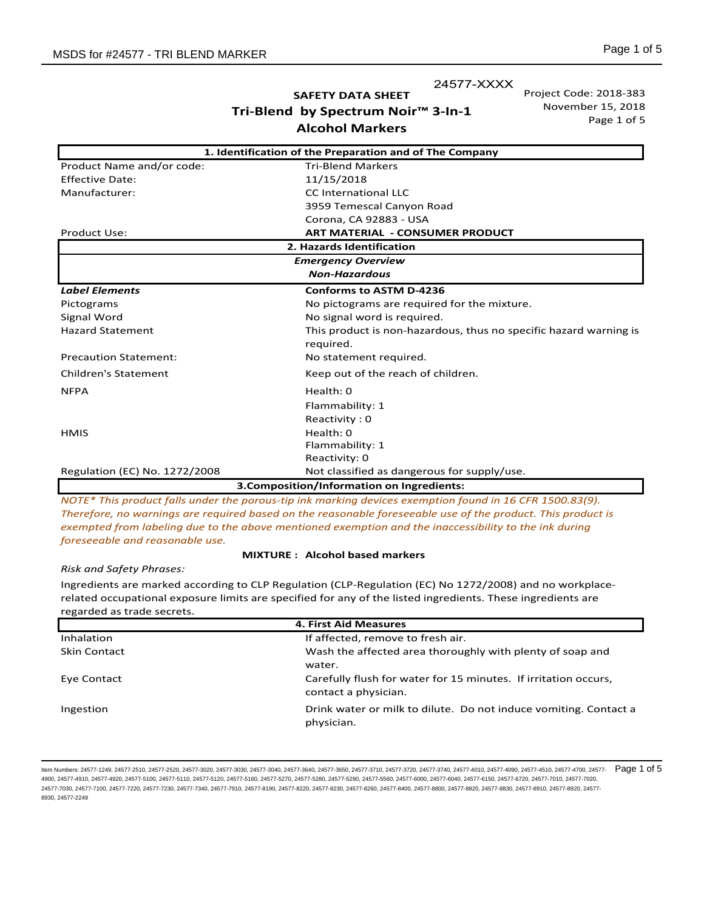24577-XXXX

**SAFETY DATA SHEET**
**Tri-Blend by Spectrum Noir™ 3-In-1 Alcohol Markers**

Project Code: 2018-383
November 15, 2018
Page 1 of 5

## 1. Identification of the Preparation and of The Company

| | |
|---|---|
| Product Name and/or code: | Tri-Blend Markers |
| Effective Date: | 11/15/2018 |
| Manufacturer: | CC International LLC<br>3959 Temescal Canyon Road<br>Corona, CA 92883 - USA |
| Product Use: | **ART MATERIAL - CONSUMER PRODUCT** |

## 2. Hazards Identification

***Emergency Overview***

***Non-Hazardous***

| | |
|---|---|
| ***Label Elements*** | **Conforms to ASTM D-4236** |
| Pictograms | No pictograms are required for the mixture. |
| Signal Word | No signal word is required. |
| Hazard Statement | This product is non-hazardous, thus no specific hazard warning is required. |
| Precaution Statement: | No statement required. |
| Children's Statement | Keep out of the reach of children. |
| NFPA | Health: 0<br>Flammability: 1<br>Reactivity : 0 |
| HMIS | Health: 0<br>Flammability: 1<br>Reactivity: 0 |
| Regulation (EC) No. 1272/2008 | Not classified as dangerous for supply/use. |

## 3.Composition/Information on Ingredients:

*NOTE* This product falls under the porous-tip ink marking devices exemption found in 16 CFR 1500.83(9). Therefore, no warnings are required based on the reasonable foreseeable use of the product. This product is exempted from labeling due to the above mentioned exemption and the inaccessibility to the ink during foreseeable and reasonable use.*

**MIXTURE : Alcohol based markers**

*Risk and Safety Phrases:*

Ingredients are marked according to CLP Regulation (CLP-Regulation (EC) No 1272/2008) and no workplace-related occupational exposure limits are specified for any of the listed ingredients. These ingredients are regarded as trade secrets.

## 4. First Aid Measures

| | |
|---|---|
| Inhalation | If affected, remove to fresh air. |
| Skin Contact | Wash the affected area thoroughly with plenty of soap and water. |
| Eye Contact | Carefully flush for water for 15 minutes. If irritation occurs, contact a physician. |
| Ingestion | Drink water or milk to dilute. Do not induce vomiting. Contact a physician. |

Item Numbers: 24577-1249, 24577-2510, 24577-2520, 24577-3020, 24577-3030, 24577-3040, 24577-3640, 24577-3650, 24577-3710, 24577-3720, 24577-3740, 24577-4010, 24577-4090, 24577-4510, 24577-4700, 24577-4900, 24577-4910, 24577-4920, 24577-5100, 24577-5110, 24577-5120, 24577-5160, 24577-5270, 24577-5280, 24577-5290, 24577-5560, 24577-6000, 24577-6040, 24577-6150, 24577-6720, 24577-7010, 24577-7020, 24577-7030, 24577-7100, 24577-7220, 24577-7230, 24577-7340, 24577-7910, 24577-8190, 24577-8220, 24577-8230, 24577-8260, 24577-8400, 24577-8800, 24577-8820, 24577-8830, 24577-8910, 24577-8920, 24577-8930, 24577-2249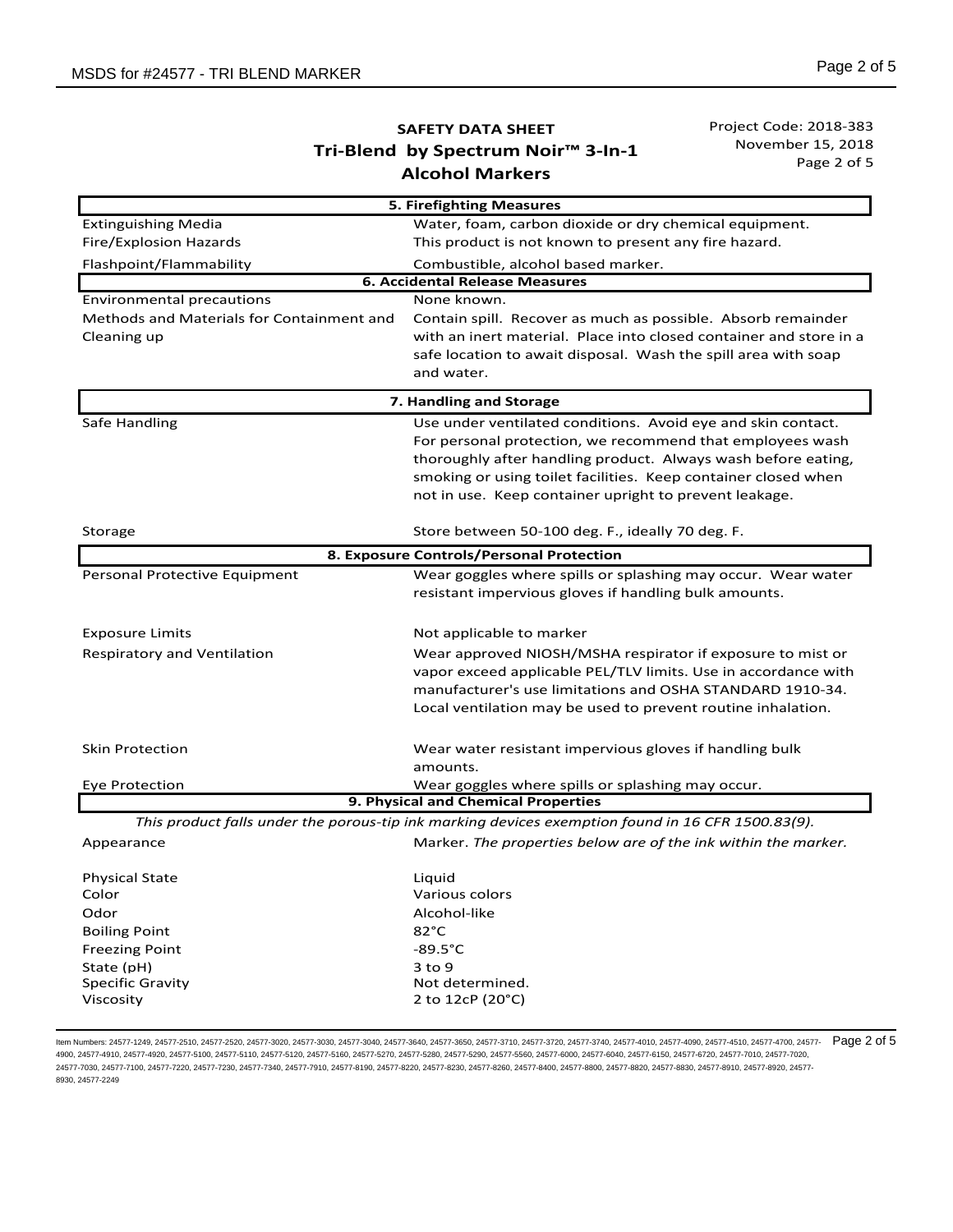**SAFETY DATA SHEET**
**Tri-Blend by Spectrum Noir™ 3-In-1 Alcohol Markers**

Project Code: 2018-383
November 15, 2018

| **5. Firefighting Measures** | |
|---|---|
| Extinguishing Media | Water, foam, carbon dioxide or dry chemical equipment. |
| Fire/Explosion Hazards | This product is not known to present any fire hazard. |
| Flashpoint/Flammability | Combustible, alcohol based marker. |

| **6. Accidental Release Measures** | |
|---|---|
| Environmental precautions | None known. |
| Methods and Materials for Containment and Cleaning up | Contain spill. Recover as much as possible. Absorb remainder with an inert material. Place into closed container and store in a safe location to await disposal. Wash the spill area with soap and water. |

| **7. Handling and Storage** | |
|---|---|
| Safe Handling | Use under ventilated conditions. Avoid eye and skin contact. For personal protection, we recommend that employees wash thoroughly after handling product. Always wash before eating, smoking or using toilet facilities. Keep container closed when not in use. Keep container upright to prevent leakage. |
| Storage | Store between 50-100 deg. F., ideally 70 deg. F. |

| **8. Exposure Controls/Personal Protection** | |
|---|---|
| Personal Protective Equipment | Wear goggles where spills or splashing may occur. Wear water resistant impervious gloves if handling bulk amounts. |
| Exposure Limits | Not applicable to marker |
| Respiratory and Ventilation | Wear approved NIOSH/MSHA respirator if exposure to mist or vapor exceed applicable PEL/TLV limits. Use in accordance with manufacturer's use limitations and OSHA STANDARD 1910-34. Local ventilation may be used to prevent routine inhalation. |
| Skin Protection | Wear water resistant impervious gloves if handling bulk amounts. |
| Eye Protection | Wear goggles where spills or splashing may occur. |

**9. Physical and Chemical Properties**

*This product falls under the porous-tip ink marking devices exemption found in 16 CFR 1500.83(9).*

| | |
|---|---|
| Appearance | Marker. *The properties below are of the ink within the marker.* |
| Physical State | Liquid |
| Color | Various colors |
| Odor | Alcohol-like |
| Boiling Point | 82°C |
| Freezing Point | -89.5°C |
| State (pH) | 3 to 9 |
| Specific Gravity | Not determined. |
| Viscosity | 2 to 12cP (20°C) |

Item Numbers: 24577-1249, 24577-2510, 24577-2520, 24577-3020, 24577-3030, 24577-3040, 24577-3640, 24577-3650, 24577-3710, 24577-3720, 24577-3740, 24577-4010, 24577-4090, 24577-4510, 24577-4700, 24577-4900, 24577-4910, 24577-4920, 24577-5100, 24577-5110, 24577-5120, 24577-5160, 24577-5270, 24577-5280, 24577-5290, 24577-5560, 24577-6000, 24577-6040, 24577-6150, 24577-6720, 24577-7010, 24577-7020, 24577-7030, 24577-7100, 24577-7220, 24577-7230, 24577-7340, 24577-7910, 24577-8190, 24577-8220, 24577-8230, 24577-8260, 24577-8400, 24577-8800, 24577-8820, 24577-8830, 24577-8910, 24577-8920, 24577-8930, 24577-2249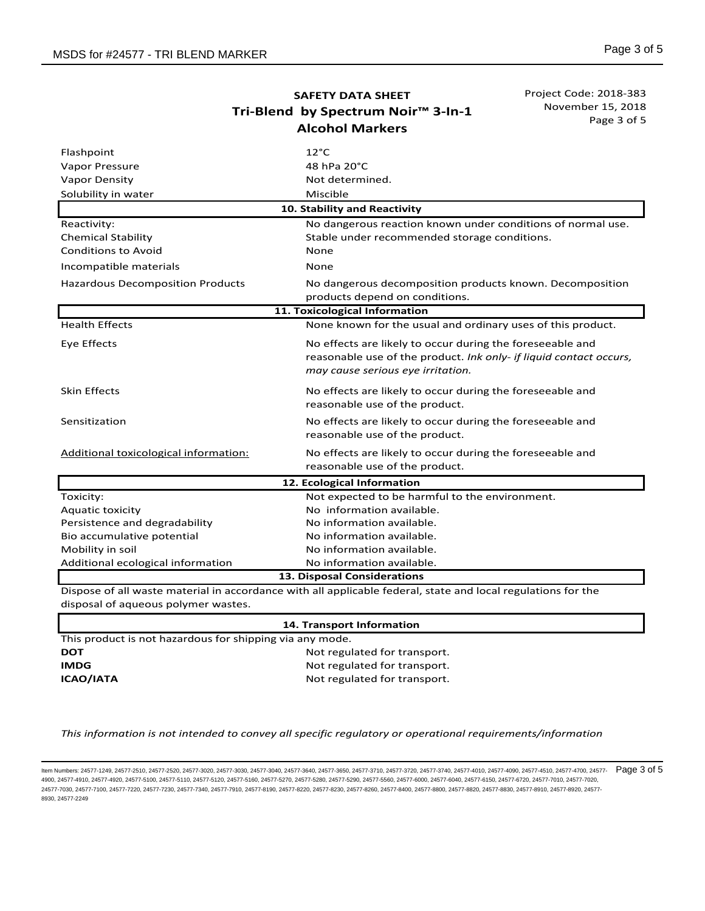**SAFETY DATA SHEET**
**Tri-Blend by Spectrum Noir™ 3-In-1 Alcohol Markers**

Project Code: 2018-383
November 15, 2018

| | |
|---|---|
| Flashpoint | 12°C |
| Vapor Pressure | 48 hPa 20°C |
| Vapor Density | Not determined. |
| Solubility in water | Miscible |

## 10. Stability and Reactivity

| | |
|---|---|
| Reactivity: | No dangerous reaction known under conditions of normal use. |
| Chemical Stability | Stable under recommended storage conditions. |
| Conditions to Avoid | None |
| Incompatible materials | None |
| Hazardous Decomposition Products | No dangerous decomposition products known. Decomposition products depend on conditions. |

## 11. Toxicological Information

| | |
|---|---|
| Health Effects | None known for the usual and ordinary uses of this product. |
| Eye Effects | No effects are likely to occur during the foreseeable and reasonable use of the product. *Ink only- if liquid contact occurs, may cause serious eye irritation.* |
| Skin Effects | No effects are likely to occur during the foreseeable and reasonable use of the product. |
| Sensitization | No effects are likely to occur during the foreseeable and reasonable use of the product. |
| Additional toxicological information: | No effects are likely to occur during the foreseeable and reasonable use of the product. |

## 12. Ecological Information

| | |
|---|---|
| Toxicity: | Not expected to be harmful to the environment. |
| Aquatic toxicity | No information available. |
| Persistence and degradability | No information available. |
| Bio accumulative potential | No information available. |
| Mobility in soil | No information available. |
| Additional ecological information | No information available. |

## 13. Disposal Considerations

Dispose of all waste material in accordance with all applicable federal, state and local regulations for the disposal of aqueous polymer wastes.

## 14. Transport Information

This product is not hazardous for shipping via any mode.

| | |
|---|---|
| **DOT** | Not regulated for transport. |
| **IMDG** | Not regulated for transport. |
| **ICAO/IATA** | Not regulated for transport. |

*This information is not intended to convey all specific regulatory or operational requirements/information*

Item Numbers: 24577-1249, 24577-2510, 24577-2520, 24577-3020, 24577-3030, 24577-3040, 24577-3640, 24577-3650, 24577-3710, 24577-3720, 24577-3740, 24577-4010, 24577-4090, 24577-4510, 24577-4700, 24577-4900, 24577-4910, 24577-4920, 24577-5100, 24577-5110, 24577-5120, 24577-5160, 24577-5270, 24577-5280, 24577-5290, 24577-5560, 24577-6000, 24577-6040, 24577-6150, 24577-6720, 24577-7010, 24577-7020, 24577-7030, 24577-7100, 24577-7220, 24577-7230, 24577-7340, 24577-7910, 24577-8190, 24577-8220, 24577-8230, 24577-8260, 24577-8400, 24577-8800, 24577-8820, 24577-8830, 24577-8910, 24577-8920, 24577-8930, 24577-2249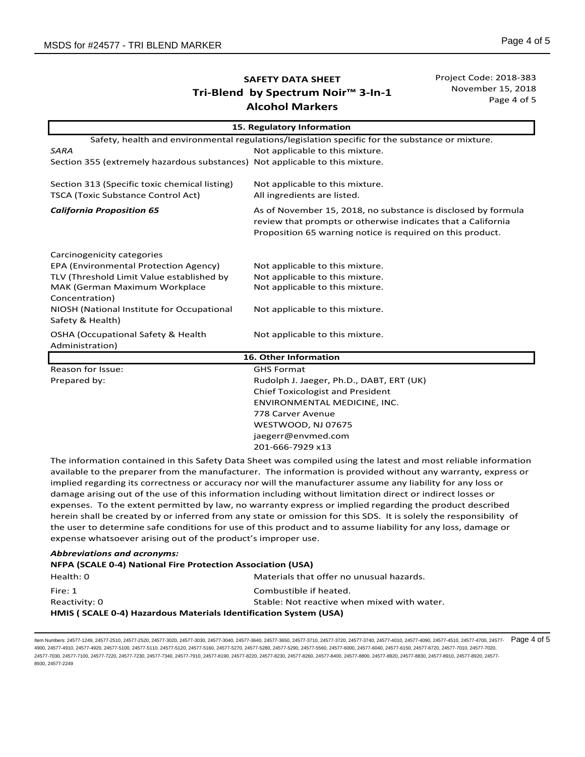**SAFETY DATA SHEET**
**Tri-Blend by Spectrum Noir™ 3-In-1 Alcohol Markers**

Project Code: 2018-383
November 15, 2018

## 15. Regulatory Information

Safety, health and environmental regulations/legislation specific for the substance or mixture.

| | |
|---|---|
| *SARA* | Not applicable to this mixture. |
| Section 355 (extremely hazardous substances) | Not applicable to this mixture. |
| Section 313 (Specific toxic chemical listing) | Not applicable to this mixture. |
| TSCA (Toxic Substance Control Act) | All ingredients are listed. |
| ***California Proposition 65*** | As of November 15, 2018, no substance is disclosed by formula review that prompts or otherwise indicates that a California Proposition 65 warning notice is required on this product. |
| Carcinogenicity categories | |
| EPA (Environmental Protection Agency) | Not applicable to this mixture. |
| TLV (Threshold Limit Value established by | Not applicable to this mixture. |
| MAK (German Maximum Workplace Concentration) | Not applicable to this mixture. |
| NIOSH (National Institute for Occupational Safety & Health) | Not applicable to this mixture. |
| OSHA (Occupational Safety & Health Administration) | Not applicable to this mixture. |

## 16. Other Information

| | |
|---|---|
| Reason for Issue: | GHS Format |
| Prepared by: | Rudolph J. Jaeger, Ph.D., DABT, ERT (UK)<br>Chief Toxicologist and President<br>ENVIRONMENTAL MEDICINE, INC.<br>778 Carver Avenue<br>WESTWOOD, NJ 07675<br>jaegerr@envmed.com<br>201-666-7929 x13 |

The information contained in this Safety Data Sheet was compiled using the latest and most reliable information available to the preparer from the manufacturer. The information is provided without any warranty, express or implied regarding its correctness or accuracy nor will the manufacturer assume any liability for any loss or damage arising out of the use of this information including without limitation direct or indirect losses or expenses. To the extent permitted by law, no warranty express or implied regarding the product described herein shall be created by or inferred from any state or omission for this SDS. It is solely the responsibility of the user to determine safe conditions for use of this product and to assume liability for any loss, damage or expense whatsoever arising out of the product's improper use.

***Abbreviations and acronyms:***

**NFPA (SCALE 0-4) National Fire Protection Association (USA)**

| | |
|---|---|
| Health: 0 | Materials that offer no unusual hazards. |
| Fire: 1 | Combustible if heated. |
| Reactivity: 0 | Stable: Not reactive when mixed with water. |

**HMIS ( SCALE 0-4) Hazardous Materials Identification System (USA)**

Item Numbers: 24577-1249, 24577-2510, 24577-2520, 24577-3020, 24577-3030, 24577-3040, 24577-3640, 24577-3650, 24577-3710, 24577-3720, 24577-3740, 24577-4010, 24577-4090, 24577-4510, 24577-4700, 24577-4900, 24577-4910, 24577-4920, 24577-5100, 24577-5110, 24577-5120, 24577-5160, 24577-5270, 24577-5280, 24577-5290, 24577-5560, 24577-6000, 24577-6040, 24577-6150, 24577-6720, 24577-7010, 24577-7020, 24577-7030, 24577-7100, 24577-7220, 24577-7230, 24577-7340, 24577-7910, 24577-8190, 24577-8220, 24577-8230, 24577-8260, 24577-8400, 24577-8800, 24577-8820, 24577-8830, 24577-8910, 24577-8920, 24577-8930, 24577-2249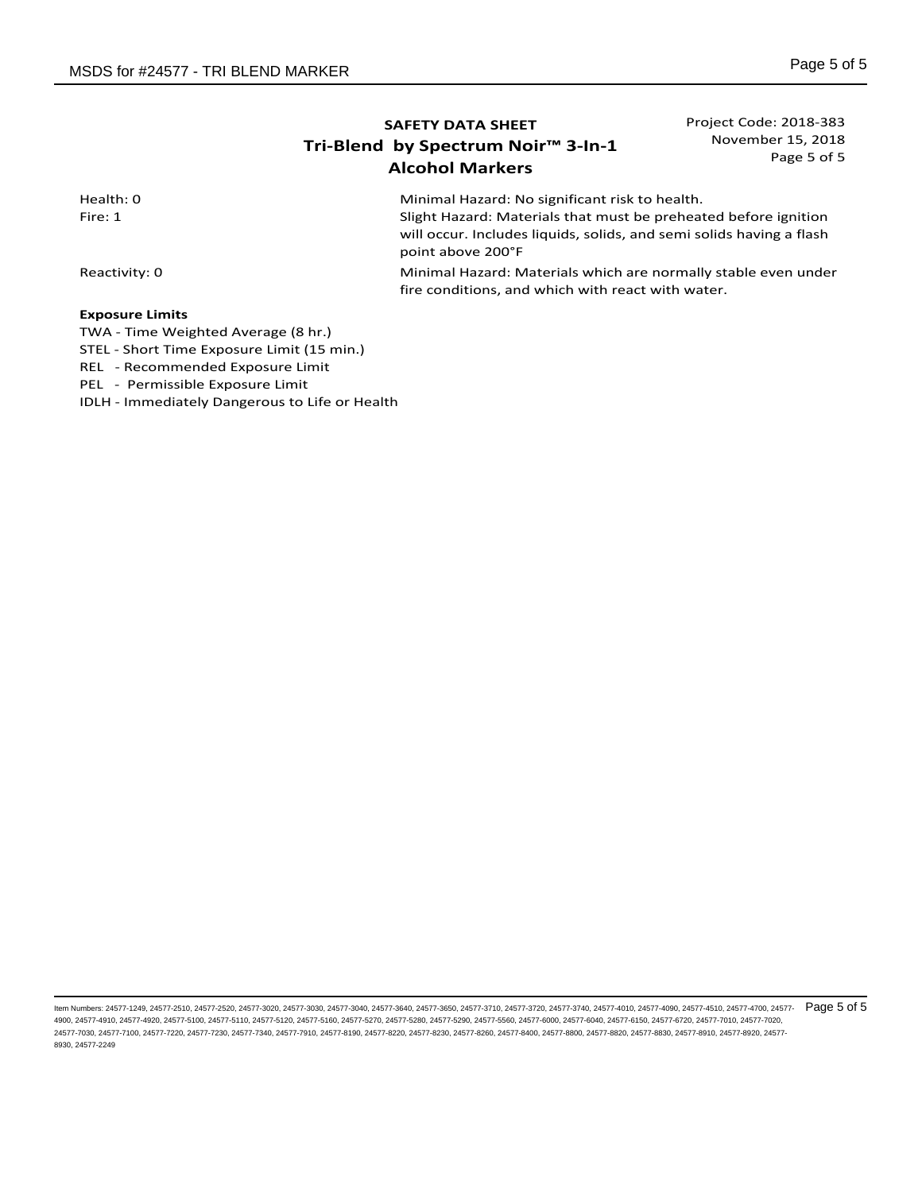**SAFETY DATA SHEET**
**Tri-Blend by Spectrum Noir™ 3-In-1 Alcohol Markers**

Project Code: 2018-383
November 15, 2018

| | |
|---|---|
| Health: 0 | Minimal Hazard: No significant risk to health. |
| Fire: 1 | Slight Hazard: Materials that must be preheated before ignition will occur. Includes liquids, solids, and semi solids having a flash point above 200°F |
| Reactivity: 0 | Minimal Hazard: Materials which are normally stable even under fire conditions, and which with react with water. |

**Exposure Limits**

TWA - Time Weighted Average (8 hr.)
STEL - Short Time Exposure Limit (15 min.)
REL - Recommended Exposure Limit
PEL - Permissible Exposure Limit
IDLH - Immediately Dangerous to Life or Health

Item Numbers: 24577-1249, 24577-2510, 24577-2520, 24577-3020, 24577-3030, 24577-3040, 24577-3640, 24577-3650, 24577-3710, 24577-3720, 24577-3740, 24577-4010, 24577-4090, 24577-4510, 24577-4700, 24577-4900, 24577-4910, 24577-4920, 24577-5100, 24577-5110, 24577-5120, 24577-5160, 24577-5270, 24577-5280, 24577-5290, 24577-5560, 24577-6000, 24577-6040, 24577-6150, 24577-6720, 24577-7010, 24577-7020, 24577-7030, 24577-7100, 24577-7220, 24577-7230, 24577-7340, 24577-7910, 24577-8190, 24577-8220, 24577-8230, 24577-8260, 24577-8400, 24577-8800, 24577-8820, 24577-8830, 24577-8910, 24577-8920, 24577-8930, 24577-2249